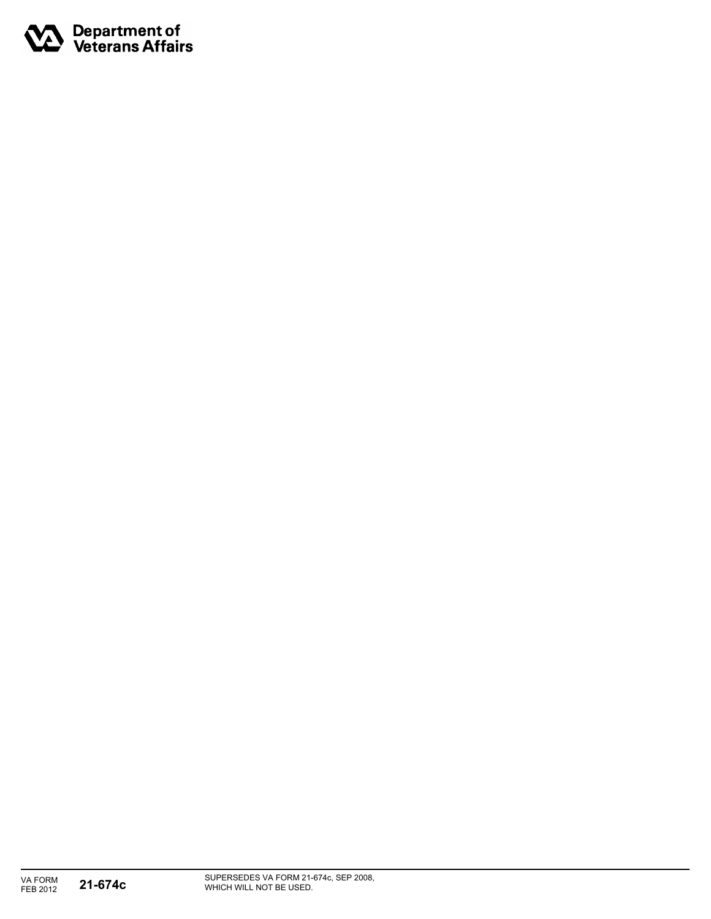**Department of Veterans Affairs**

VA FORM FEB 2012 **21-674c**

SUPERSEDES VA FORM 21-674c, SEP 2008, WHICH WILL NOT BE USED.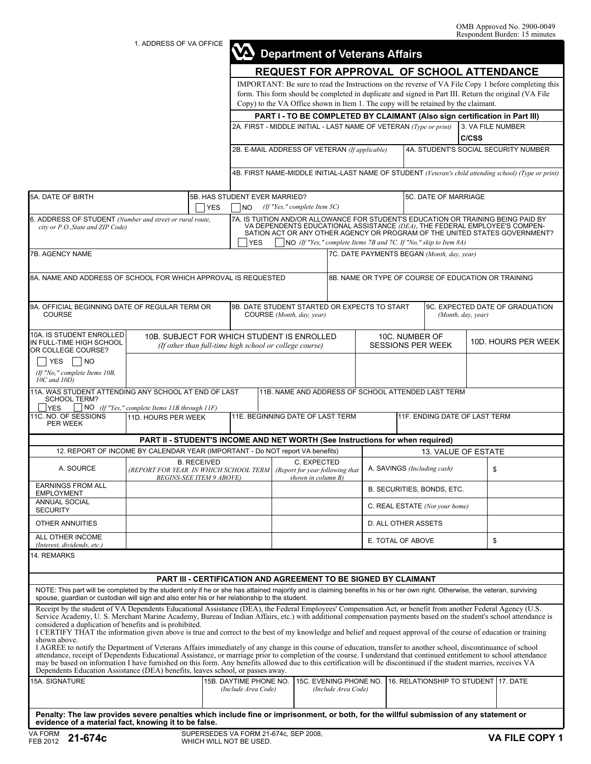OMB Approved No. 2900-0049
Respondent Burden: 15 minutes

1. ADDRESS OF VA OFFICE

# Department of Veterans Affairs

## REQUEST FOR APPROVAL OF SCHOOL ATTENDANCE

IMPORTANT: Be sure to read the Instructions on the reverse of VA File Copy 1 before completing this form. This form should be completed in duplicate and signed in Part III. Return the original (VA File Copy) to the VA Office shown in Item 1. The copy will be retained by the claimant.

### PART I - TO BE COMPLETED BY CLAIMANT (Also sign certification in Part III)

| 2A. FIRST - MIDDLE INITIAL - LAST NAME OF VETERAN *(Type or print)* | 3. VA FILE NUMBER C/CSS |
|---|---|
| 2B. E-MAIL ADDRESS OF VETERAN *(If applicable)* | 4A. STUDENT'S SOCIAL SECURITY NUMBER |

4B. FIRST NAME-MIDDLE INITIAL-LAST NAME OF STUDENT *(Veteran's child attending school) (Type or print)*

| 5A. DATE OF BIRTH | 5B. HAS STUDENT EVER MARRIED? ☐ YES ☐ NO *(If "Yes," complete Item 5C)* | 5C. DATE OF MARRIAGE |
|---|---|---|

| 6. ADDRESS OF STUDENT *(Number and street or rural route, city or P.O., State and ZIP Code)* | 7A. IS TUITION AND/OR ALLOWANCE FOR STUDENT'S EDUCATION OR TRAINING BEING PAID BY VA DEPENDENTS EDUCATIONAL ASSISTANCE (DEA), THE FEDERAL EMPLOYEE'S COMPENSATION ACT OR ANY OTHER AGENCY OR PROGRAM OF THE UNITED STATES GOVERNMENT? ☐ YES ☐ NO *(If "Yes," complete Items 7B and 7C. If "No," skip to Item 8A)* |
|---|---|
| 7B. AGENCY NAME | 7C. DATE PAYMENTS BEGAN *(Month, day, year)* |
| 8A. NAME AND ADDRESS OF SCHOOL FOR WHICH APPROVAL IS REQUESTED | 8B. NAME OR TYPE OF COURSE OF EDUCATION OR TRAINING |

| 9A. OFFICIAL BEGINNING DATE OF REGULAR TERM OR COURSE | 9B. DATE STUDENT STARTED OR EXPECTS TO START COURSE *(Month, day, year)* | 9C. EXPECTED DATE OF GRADUATION *(Month, day, year)* |
|---|---|---|

| 10A. IS STUDENT ENROLLED IN FULL-TIME HIGH SCHOOL OR COLLEGE COURSE? ☐ YES ☐ NO *(If "No," complete Items 10B, 10C and 10D)* | 10B. SUBJECT FOR WHICH STUDENT IS ENROLLED *(If other than full-time high school or college course)* | 10C. NUMBER OF SESSIONS PER WEEK | 10D. HOURS PER WEEK |
|---|---|---|---|

| 11A. WAS STUDENT ATTENDING ANY SCHOOL AT END OF LAST SCHOOL TERM? ☐ YES ☐ NO *(If "Yes," complete Items 11B through 11F)* | | 11B. NAME AND ADDRESS OF SCHOOL ATTENDED LAST TERM | |
|---|---|---|---|
| 11C. NO. OF SESSIONS PER WEEK | 11D. HOURS PER WEEK | 11E. BEGINNING DATE OF LAST TERM | 11F. ENDING DATE OF LAST TERM |

### PART II - STUDENT'S INCOME AND NET WORTH (See Instructions for when required)

| 12. REPORT OF INCOME BY CALENDAR YEAR (IMPORTANT - Do NOT report VA benefits) | | | 13. VALUE OF ESTATE | |
|---|---|---|---|---|
| A. SOURCE | B. RECEIVED *(REPORT FOR YEAR IN WHICH SCHOOL TERM BEGINS-SEE ITEM 9 ABOVE)* | C. EXPECTED *(Report for year following that shown in column B)* | A. SAVINGS *(Including cash)* | $ |
| EARNINGS FROM ALL EMPLOYMENT | | | B. SECURITIES, BONDS, ETC. | |
| ANNUAL SOCIAL SECURITY | | | C. REAL ESTATE *(Not your home)* | |
| OTHER ANNUITIES | | | D. ALL OTHER ASSETS | |
| ALL OTHER INCOME *(Interest, dividends, etc.)* | | | E. TOTAL OF ABOVE | $ |

14. REMARKS

### PART III - CERTIFICATION AND AGREEMENT TO BE SIGNED BY CLAIMANT

NOTE: This part will be completed by the student only if he or she has attained majority and is claiming benefits in his or her own right. Otherwise, the veteran, surviving spouse, guardian or custodian will sign and also enter his or her relationship to the student.

Receipt by the student of VA Dependents Educational Assistance (DEA), the Federal Employees' Compensation Act, or benefit from another Federal Agency (U.S. Service Academy, U. S. Merchant Marine Academy, Bureau of Indian Affairs, etc.) with additional compensation payments based on the student's school attendance is considered a duplication of benefits and is prohibited.

I CERTIFY THAT the information given above is true and correct to the best of my knowledge and belief and request approval of the course of education or training shown above.

I AGREE to notify the Department of Veterans Affairs immediately of any change in this course of education, transfer to another school, discontinuance of school attendance, receipt of Dependents Educational Assistance, or marriage prior to completion of the course. I understand that continued entitlement to school attendance may be based on information I have furnished on this form. Any benefits allowed due to this certification will be discontinued if the student marries, receives VA Dependents Education Assistance (DEA) benefits, leaves school, or passes away.

| 15A. SIGNATURE | 15B. DAYTIME PHONE NO. *(Include Area Code)* | 15C. EVENING PHONE NO. *(Include Area Code)* | 16. RELATIONSHIP TO STUDENT | 17. DATE |
|---|---|---|---|---|

**Penalty: The law provides severe penalties which include fine or imprisonment, or both, for the willful submission of any statement or evidence of a material fact, knowing it to be false.**

VA FORM FEB 2012 **21-674c** SUPERSEDES VA FORM 21-674c, SEP 2008, WHICH WILL NOT BE USED. **VA FILE COPY 1**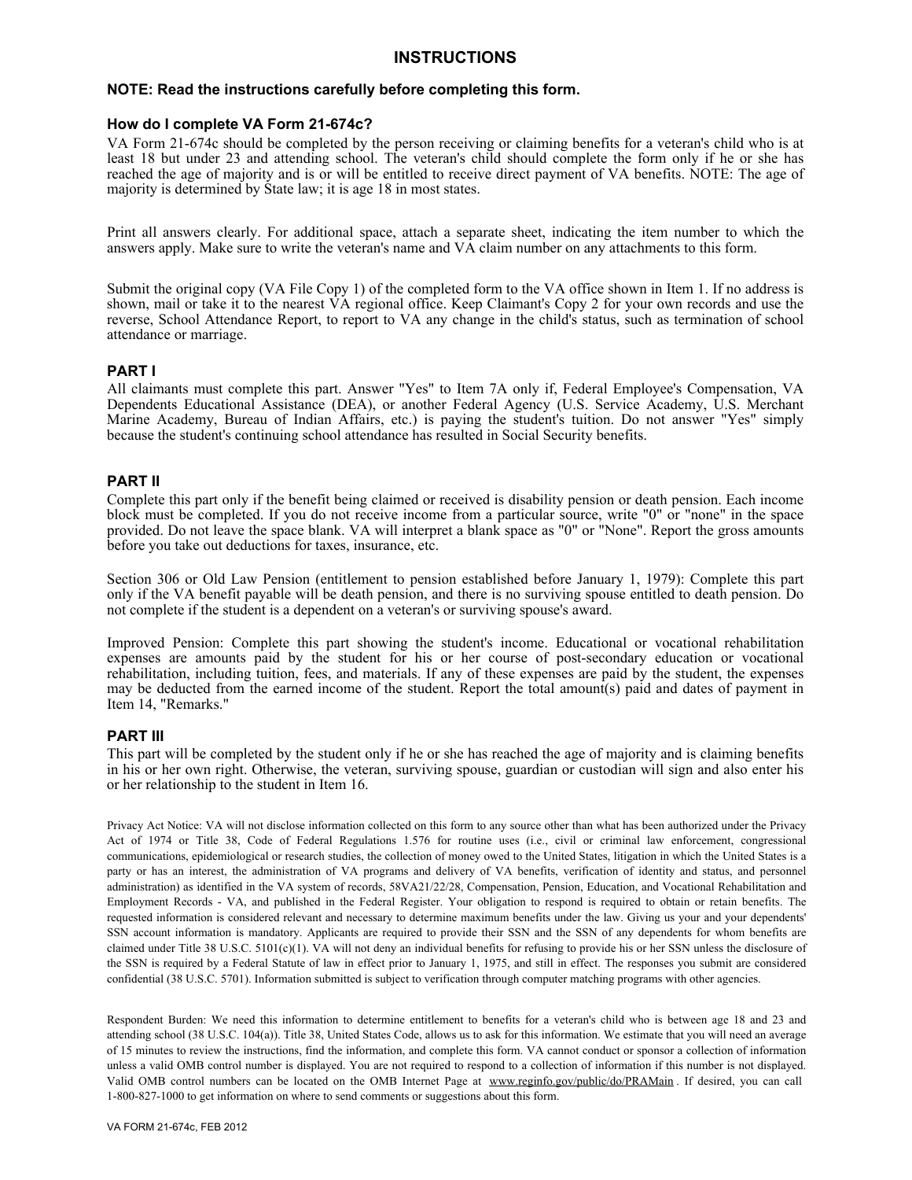## INSTRUCTIONS

**NOTE: Read the instructions carefully before completing this form.**

### How do I complete VA Form 21-674c?

VA Form 21-674c should be completed by the person receiving or claiming benefits for a veteran's child who is at least 18 but under 23 and attending school. The veteran's child should complete the form only if he or she has reached the age of majority and is or will be entitled to receive direct payment of VA benefits. NOTE: The age of majority is determined by State law; it is age 18 in most states.

Print all answers clearly. For additional space, attach a separate sheet, indicating the item number to which the answers apply. Make sure to write the veteran's name and VA claim number on any attachments to this form.

Submit the original copy (VA File Copy 1) of the completed form to the VA office shown in Item 1. If no address is shown, mail or take it to the nearest VA regional office. Keep Claimant's Copy 2 for your own records and use the reverse, School Attendance Report, to report to VA any change in the child's status, such as termination of school attendance or marriage.

### PART I

All claimants must complete this part. Answer "Yes" to Item 7A only if, Federal Employee's Compensation, VA Dependents Educational Assistance (DEA), or another Federal Agency (U.S. Service Academy, U.S. Merchant Marine Academy, Bureau of Indian Affairs, etc.) is paying the student's tuition. Do not answer "Yes" simply because the student's continuing school attendance has resulted in Social Security benefits.

### PART II

Complete this part only if the benefit being claimed or received is disability pension or death pension. Each income block must be completed. If you do not receive income from a particular source, write "0" or "none" in the space provided. Do not leave the space blank. VA will interpret a blank space as "0" or "None". Report the gross amounts before you take out deductions for taxes, insurance, etc.

Section 306 or Old Law Pension (entitlement to pension established before January 1, 1979): Complete this part only if the VA benefit payable will be death pension, and there is no surviving spouse entitled to death pension. Do not complete if the student is a dependent on a veteran's or surviving spouse's award.

Improved Pension: Complete this part showing the student's income. Educational or vocational rehabilitation expenses are amounts paid by the student for his or her course of post-secondary education or vocational rehabilitation, including tuition, fees, and materials. If any of these expenses are paid by the student, the expenses may be deducted from the earned income of the student. Report the total amount(s) paid and dates of payment in Item 14, "Remarks."

### PART III

This part will be completed by the student only if he or she has reached the age of majority and is claiming benefits in his or her own right. Otherwise, the veteran, surviving spouse, guardian or custodian will sign and also enter his or her relationship to the student in Item 16.

Privacy Act Notice: VA will not disclose information collected on this form to any source other than what has been authorized under the Privacy Act of 1974 or Title 38, Code of Federal Regulations 1.576 for routine uses (i.e., civil or criminal law enforcement, congressional communications, epidemiological or research studies, the collection of money owed to the United States, litigation in which the United States is a party or has an interest, the administration of VA programs and delivery of VA benefits, verification of identity and status, and personnel administration) as identified in the VA system of records, 58VA21/22/28, Compensation, Pension, Education, and Vocational Rehabilitation and Employment Records - VA, and published in the Federal Register. Your obligation to respond is required to obtain or retain benefits. The requested information is considered relevant and necessary to determine maximum benefits under the law. Giving us your and your dependents' SSN account information is mandatory. Applicants are required to provide their SSN and the SSN of any dependents for whom benefits are claimed under Title 38 U.S.C. 5101(c)(1). VA will not deny an individual benefits for refusing to provide his or her SSN unless the disclosure of the SSN is required by a Federal Statute of law in effect prior to January 1, 1975, and still in effect. The responses you submit are considered confidential (38 U.S.C. 5701). Information submitted is subject to verification through computer matching programs with other agencies.

Respondent Burden: We need this information to determine entitlement to benefits for a veteran's child who is between age 18 and 23 and attending school (38 U.S.C. 104(a)). Title 38, United States Code, allows us to ask for this information. We estimate that you will need an average of 15 minutes to review the instructions, find the information, and complete this form. VA cannot conduct or sponsor a collection of information unless a valid OMB control number is displayed. You are not required to respond to a collection of information if this number is not displayed. Valid OMB control numbers can be located on the OMB Internet Page at www.reginfo.gov/public/do/PRAMain . If desired, you can call 1-800-827-1000 to get information on where to send comments or suggestions about this form.

VA FORM 21-674c, FEB 2012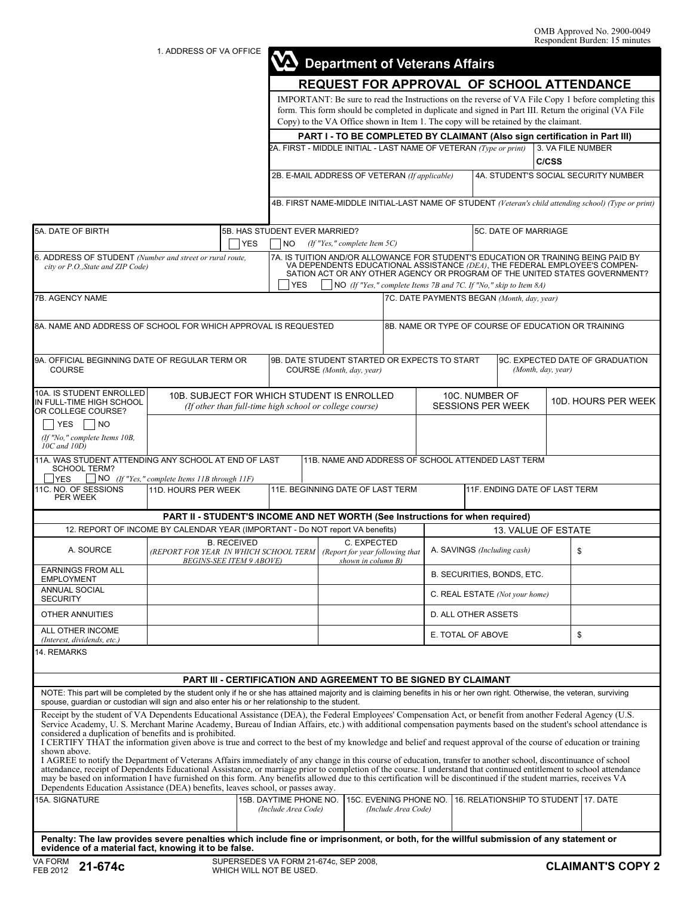OMB Approved No. 2900-0049
Respondent Burden: 15 minutes

1. ADDRESS OF VA OFFICE

# Department of Veterans Affairs

## REQUEST FOR APPROVAL OF SCHOOL ATTENDANCE

IMPORTANT: Be sure to read the Instructions on the reverse of VA File Copy 1 before completing this form. This form should be completed in duplicate and signed in Part III. Return the original (VA File Copy) to the VA Office shown in Item 1. The copy will be retained by the claimant.

### PART I - TO BE COMPLETED BY CLAIMANT (Also sign certification in Part III)

| 2A. FIRST - MIDDLE INITIAL - LAST NAME OF VETERAN *(Type or print)* | 3. VA FILE NUMBER C/CSS |
|---|---|
| 2B. E-MAIL ADDRESS OF VETERAN *(If applicable)* | 4A. STUDENT'S SOCIAL SECURITY NUMBER |
| 4B. FIRST NAME-MIDDLE INITIAL-LAST NAME OF STUDENT *(Veteran's child attending school) (Type or print)* | |

| 5A. DATE OF BIRTH | 5B. HAS STUDENT EVER MARRIED? ☐ YES ☐ NO *(If "Yes," complete Item 5C)* | 5C. DATE OF MARRIAGE |
|---|---|---|

| 6. ADDRESS OF STUDENT *(Number and street or rural route, city or P.O., State and ZIP Code)* | 7A. IS TUITION AND/OR ALLOWANCE FOR STUDENT'S EDUCATION OR TRAINING BEING PAID BY VA DEPENDENTS EDUCATIONAL ASSISTANCE (DEA), THE FEDERAL EMPLOYEE'S COMPENSATION ACT OR ANY OTHER AGENCY OR PROGRAM OF THE UNITED STATES GOVERNMENT? ☐ YES ☐ NO *(If "Yes," complete Items 7B and 7C. If "No," skip to Item 8A)* |
|---|---|

| 7B. AGENCY NAME | 7C. DATE PAYMENTS BEGAN *(Month, day, year)* |
|---|---|
| 8A. NAME AND ADDRESS OF SCHOOL FOR WHICH APPROVAL IS REQUESTED | 8B. NAME OR TYPE OF COURSE OF EDUCATION OR TRAINING |

| 9A. OFFICIAL BEGINNING DATE OF REGULAR TERM OR COURSE | 9B. DATE STUDENT STARTED OR EXPECTS TO START COURSE *(Month, day, year)* | 9C. EXPECTED DATE OF GRADUATION *(Month, day, year)* |
|---|---|---|

| 10A. IS STUDENT ENROLLED IN FULL-TIME HIGH SCHOOL OR COLLEGE COURSE? | 10B. SUBJECT FOR WHICH STUDENT IS ENROLLED *(If other than full-time high school or college course)* | 10C. NUMBER OF SESSIONS PER WEEK | 10D. HOURS PER WEEK |
|---|---|---|---|
| ☐ YES ☐ NO *(If "No," complete Items 10B, 10C and 10D)* | | | |

| 11A. WAS STUDENT ATTENDING ANY SCHOOL AT END OF LAST SCHOOL TERM? ☐ YES ☐ NO *(If "Yes," complete Items 11B through 11F)* | 11B. NAME AND ADDRESS OF SCHOOL ATTENDED LAST TERM | | |
|---|---|---|---|
| 11C. NO. OF SESSIONS PER WEEK | 11D. HOURS PER WEEK | 11E. BEGINNING DATE OF LAST TERM | 11F. ENDING DATE OF LAST TERM |

### PART II - STUDENT'S INCOME AND NET WORTH (See Instructions for when required)

| 12. REPORT OF INCOME BY CALENDAR YEAR (IMPORTANT - Do NOT report VA benefits) | | | 13. VALUE OF ESTATE | |
|---|---|---|---|---|
| A. SOURCE | B. RECEIVED *(REPORT FOR YEAR IN WHICH SCHOOL TERM BEGINS-SEE ITEM 9 ABOVE)* | C. EXPECTED *(Report for year following that shown in column B)* | A. SAVINGS *(Including cash)* | $ |
| EARNINGS FROM ALL EMPLOYMENT | | | B. SECURITIES, BONDS, ETC. | |
| ANNUAL SOCIAL SECURITY | | | C. REAL ESTATE *(Not your home)* | |
| OTHER ANNUITIES | | | D. ALL OTHER ASSETS | |
| ALL OTHER INCOME *(Interest, dividends, etc.)* | | | E. TOTAL OF ABOVE | $ |

14. REMARKS

### PART III - CERTIFICATION AND AGREEMENT TO BE SIGNED BY CLAIMANT

NOTE: This part will be completed by the student only if he or she has attained majority and is claiming benefits in his or her own right. Otherwise, the veteran, surviving spouse, guardian or custodian will sign and also enter his or her relationship to the student.

Receipt by the student of VA Dependents Educational Assistance (DEA), the Federal Employees' Compensation Act, or benefit from another Federal Agency (U.S. Service Academy, U. S. Merchant Marine Academy, Bureau of Indian Affairs, etc.) with additional compensation payments based on the student's school attendance is considered a duplication of benefits and is prohibited.
I CERTIFY THAT the information given above is true and correct to the best of my knowledge and belief and request approval of the course of education or training shown above.
I AGREE to notify the Department of Veterans Affairs immediately of any change in this course of education, transfer to another school, discontinuance of school attendance, receipt of Dependents Educational Assistance, or marriage prior to completion of the course. I understand that continued entitlement to school attendance may be based on information I have furnished on this form. Any benefits allowed due to this certification will be discontinued if the student marries, receives VA Dependents Educational Assistance (DEA) benefits, leaves school, or passes away.

| 15A. SIGNATURE | 15B. DAYTIME PHONE NO. *(Include Area Code)* | 15C. EVENING PHONE NO. *(Include Area Code)* | 16. RELATIONSHIP TO STUDENT | 17. DATE |
|---|---|---|---|---|

**Penalty: The law provides severe penalties which include fine or imprisonment, or both, for the willful submission of any statement or evidence of a material fact, knowing it to be false.**

VA FORM FEB 2012 **21-674c** SUPERSEDES VA FORM 21-674c, SEP 2008, WHICH WILL NOT BE USED. **CLAIMANT'S COPY 2**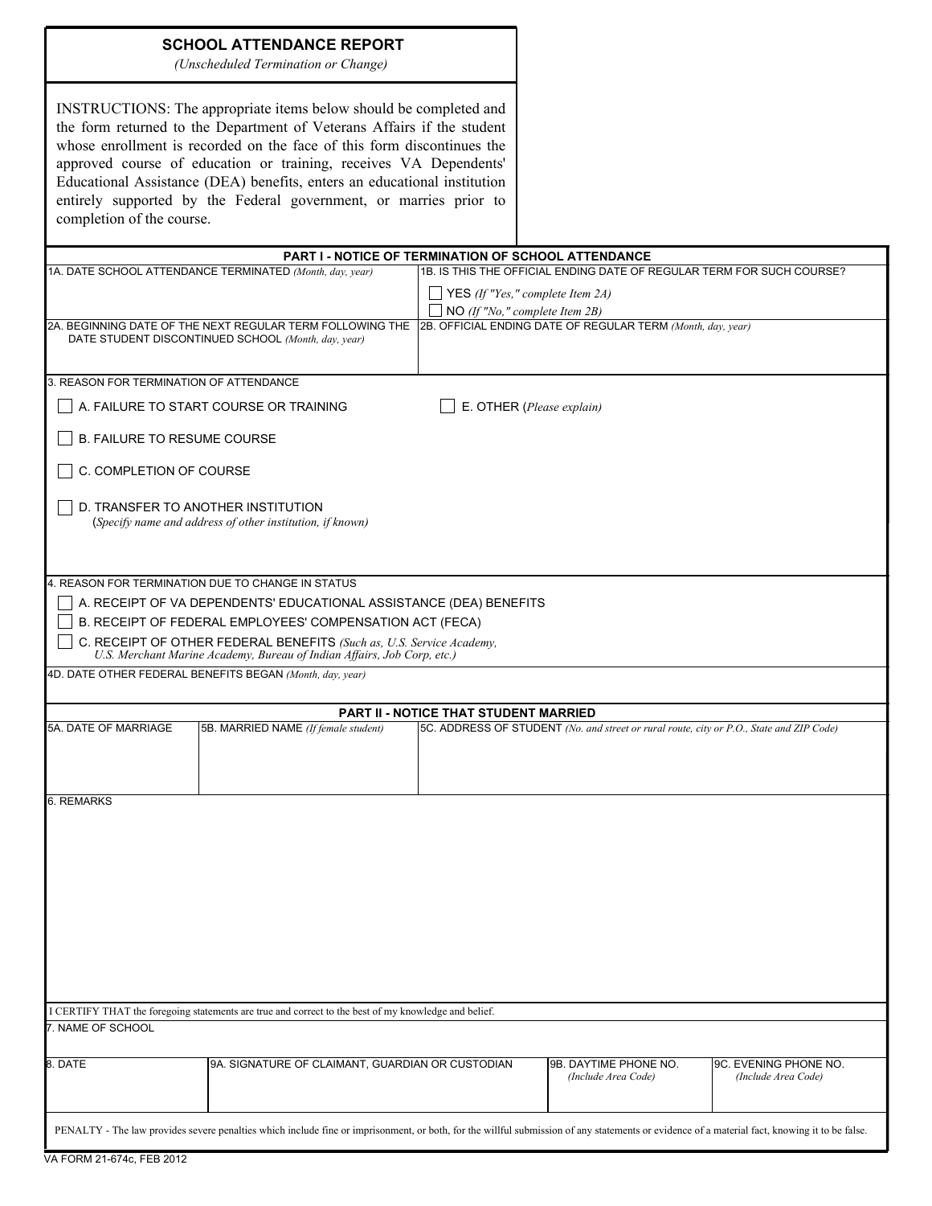# SCHOOL ATTENDANCE REPORT

*(Unscheduled Termination or Change)*

INSTRUCTIONS: The appropriate items below should be completed and the form returned to the Department of Veterans Affairs if the student whose enrollment is recorded on the face of this form discontinues the approved course of education or training, receives VA Dependents' Educational Assistance (DEA) benefits, enters an educational institution entirely supported by the Federal government, or marries prior to completion of the course.

## PART I - NOTICE OF TERMINATION OF SCHOOL ATTENDANCE

| 1A. DATE SCHOOL ATTENDANCE TERMINATED *(Month, day, year)* | 1B. IS THIS THE OFFICIAL ENDING DATE OF REGULAR TERM FOR SUCH COURSE? ☐ YES *(If "Yes," complete Item 2A)* ☐ NO *(If "No," complete Item 2B)* |
|---|---|
| 2A. BEGINNING DATE OF THE NEXT REGULAR TERM FOLLOWING THE DATE STUDENT DISCONTINUED SCHOOL *(Month, day, year)* | 2B. OFFICIAL ENDING DATE OF REGULAR TERM *(Month, day, year)* |

3. REASON FOR TERMINATION OF ATTENDANCE

- ☐ A. FAILURE TO START COURSE OR TRAINING
- ☐ B. FAILURE TO RESUME COURSE
- ☐ C. COMPLETION OF COURSE
- ☐ D. TRANSFER TO ANOTHER INSTITUTION (*Specify name and address of other institution, if known)*
- ☐ E. OTHER (*Please explain)*

4. REASON FOR TERMINATION DUE TO CHANGE IN STATUS

- ☐ A. RECEIPT OF VA DEPENDENTS' EDUCATIONAL ASSISTANCE (DEA) BENEFITS
- ☐ B. RECEIPT OF FEDERAL EMPLOYEES' COMPENSATION ACT (FECA)
- ☐ C. RECEIPT OF OTHER FEDERAL BENEFITS *(Such as, U.S. Service Academy, U.S. Merchant Marine Academy, Bureau of Indian Affairs, Job Corp, etc.)*

4D. DATE OTHER FEDERAL BENEFITS BEGAN *(Month, day, year)*

## PART II - NOTICE THAT STUDENT MARRIED

| 5A. DATE OF MARRIAGE | 5B. MARRIED NAME *(If female student)* | 5C. ADDRESS OF STUDENT *(No. and street or rural route, city or P.O., State and ZIP Code)* |
|---|---|---|
| | | |

6. REMARKS

I CERTIFY THAT the foregoing statements are true and correct to the best of my knowledge and belief.

7. NAME OF SCHOOL

| 8. DATE | 9A. SIGNATURE OF CLAIMANT, GUARDIAN OR CUSTODIAN | 9B. DAYTIME PHONE NO. *(Include Area Code)* | 9C. EVENING PHONE NO. *(Include Area Code)* |
|---|---|---|---|
| | | | |

PENALTY - The law provides severe penalties which include fine or imprisonment, or both, for the willful submission of any statements or evidence of a material fact, knowing it to be false.

VA FORM 21-674c, FEB 2012